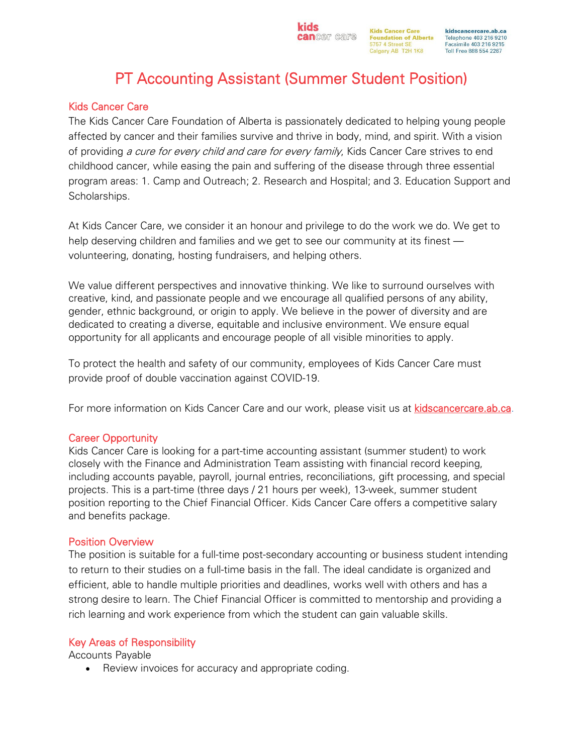# PT Accounting Assistant (Summer Student Position)

## Kids Cancer Care

The Kids Cancer Care Foundation of Alberta is passionately dedicated to helping young people affected by cancer and their families survive and thrive in body, mind, and spirit. With a vision of providing *a cure for every child and care for every family*, Kids Cancer Care strives to end childhood cancer, while easing the pain and suffering of the disease through three essential program areas: 1. Camp and Outreach; 2. Research and Hospital; and 3. Education Support and Scholarships.

At Kids Cancer Care, we consider it an honour and privilege to do the work we do. We get to help deserving children and families and we get to see our community at its finest — volunteering, donating, hosting fundraisers, and helping others.

We value different perspectives and innovative thinking. We like to surround ourselves with creative, kind, and passionate people and we encourage all qualified persons of any ability, gender, ethnic background, or origin to apply. We believe in the power of diversity and are dedicated to creating a diverse, equitable and inclusive environment. We ensure equal opportunity for all applicants and encourage people of all visible minorities to apply.

To protect the health and safety of our community, employees of Kids Cancer Care must provide proof of double vaccination against COVID-19.

For more information on Kids Cancer Care and our work, please visit us at [kidscancercare.ab.ca](kidscancercare.ab.ca).

## Career Opportunity

Kids Cancer Care is looking for a part-time accounting assistant (summer student) to work closely with the Finance and Administration Team assisting with financial record keeping, including accounts payable, payroll, journal entries, reconciliations, gift processing, and special projects. This is a part-time (three days / 21 hours per week), 13-week, summer student position reporting to the Chief Financial Officer. Kids Cancer Care offers a competitive salary and benefits package.

## Position Overview

The position is suitable for a full-time post-secondary accounting or business student intending to return to their studies on a full-time basis in the fall. The ideal candidate is organized and efficient, able to handle multiple priorities and deadlines, works well with others and has a strong desire to learn. The Chief Financial Officer is committed to mentorship and providing a rich learning and work experience from which the student can gain valuable skills.

## Key Areas of Responsibility

Accounts Payable

- Review invoices for accuracy and appropriate coding.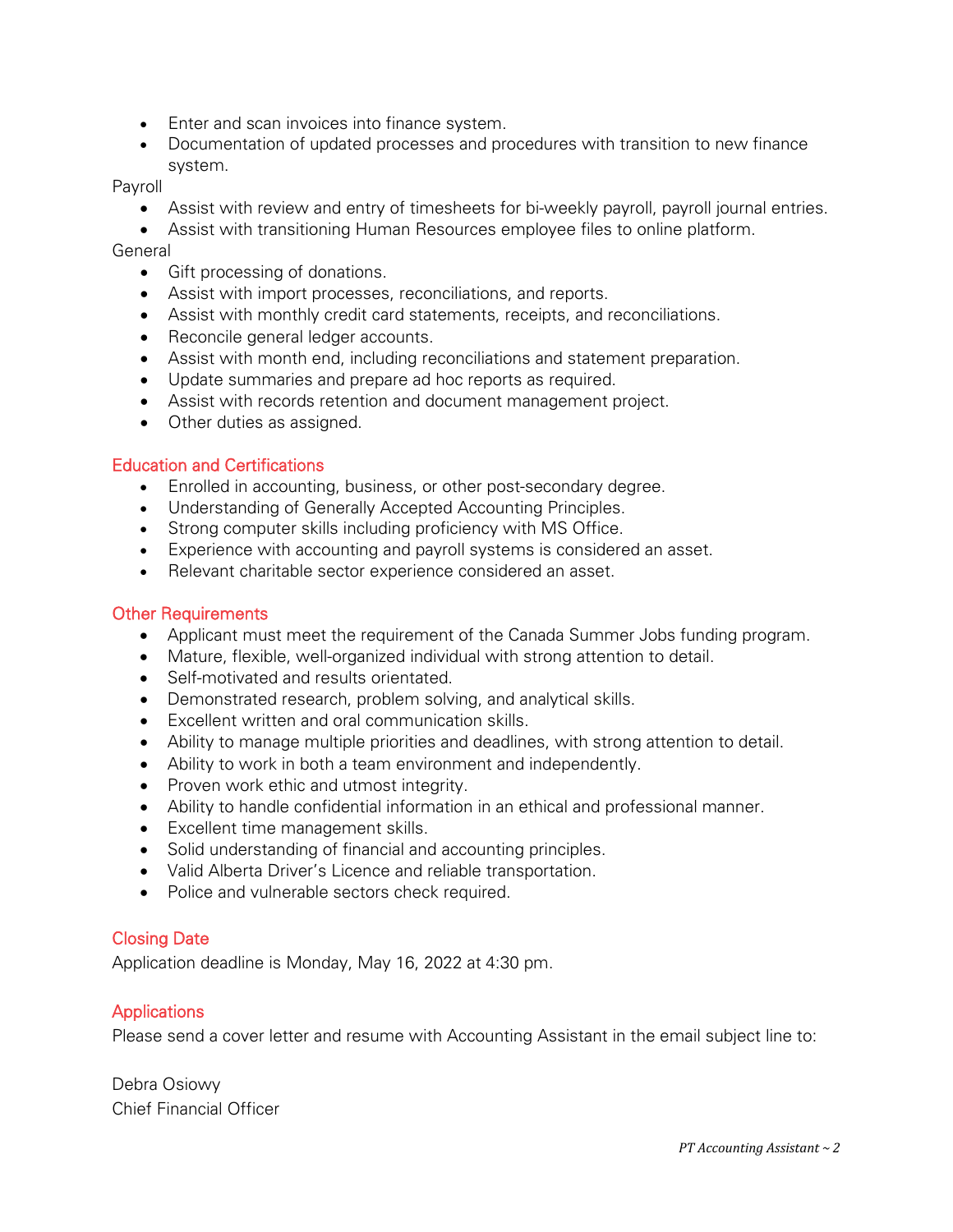- Enter and scan invoices into finance system.
- Documentation of updated processes and procedures with transition to new finance system.

Payroll

- Assist with review and entry of timesheets for bi-weekly payroll, payroll journal entries.
- Assist with transitioning Human Resources employee files to online platform.

General

- Gift processing of donations.
- Assist with import processes, reconciliations, and reports.
- Assist with monthly credit card statements, receipts, and reconciliations.
- Reconcile general ledger accounts.
- Assist with month end, including reconciliations and statement preparation.
- Update summaries and prepare ad hoc reports as required.
- Assist with records retention and document management project.
- Other duties as assigned.

## Education and Certifications

- Enrolled in accounting, business, or other post-secondary degree.
- Understanding of Generally Accepted Accounting Principles.
- Strong computer skills including proficiency with MS Office.
- Experience with accounting and payroll systems is considered an asset.
- Relevant charitable sector experience considered an asset.

## Other Requirements

- Applicant must meet the requirement of the Canada Summer Jobs funding program.
- Mature, flexible, well-organized individual with strong attention to detail.
- Self-motivated and results orientated.
- Demonstrated research, problem solving, and analytical skills.
- Excellent written and oral communication skills.
- Ability to manage multiple priorities and deadlines, with strong attention to detail.
- Ability to work in both a team environment and independently.
- Proven work ethic and utmost integrity.
- Ability to handle confidential information in an ethical and professional manner.
- Excellent time management skills.
- Solid understanding of financial and accounting principles.
- Valid Alberta Driver's Licence and reliable transportation.
- Police and vulnerable sectors check required.

## Closing Date

Application deadline is Monday, May 16, 2022 at 4:30 pm.

## Applications

Please send a cover letter and resume with Accounting Assistant in the email subject line to:

Debra Osiowy
Chief Financial Officer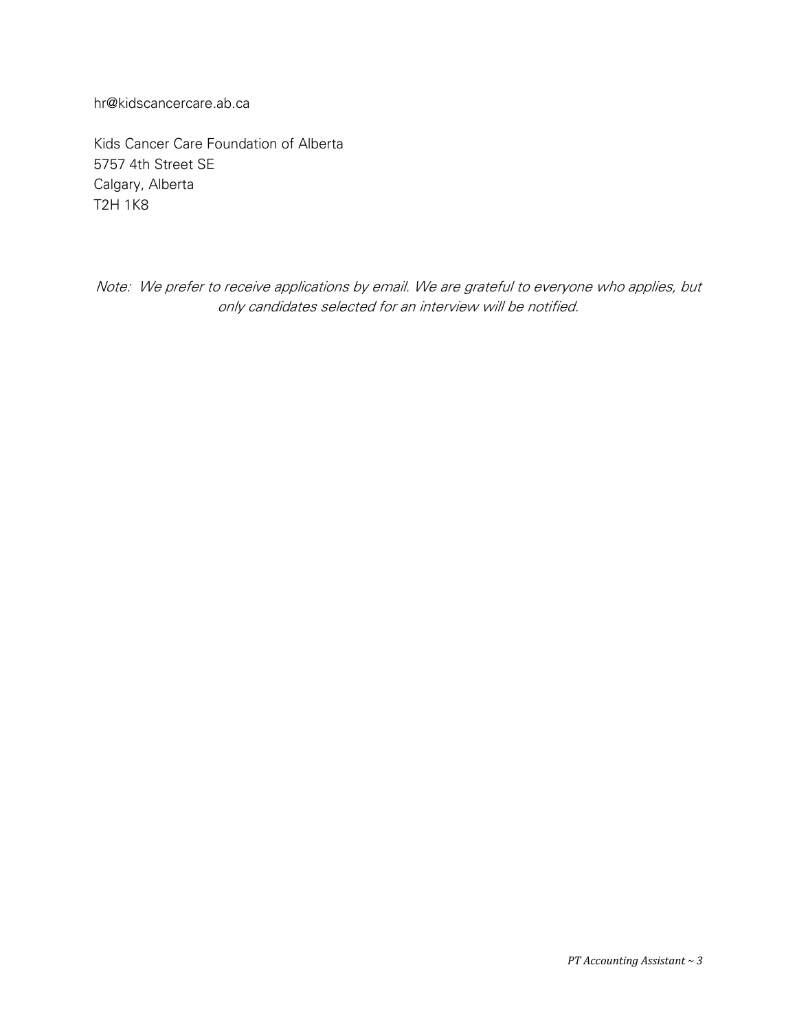hr@kidscancercare.ab.ca

Kids Cancer Care Foundation of Alberta
5757 4th Street SE
Calgary, Alberta
T2H 1K8

*Note: We prefer to receive applications by email. We are grateful to everyone who applies, but only candidates selected for an interview will be notified.*